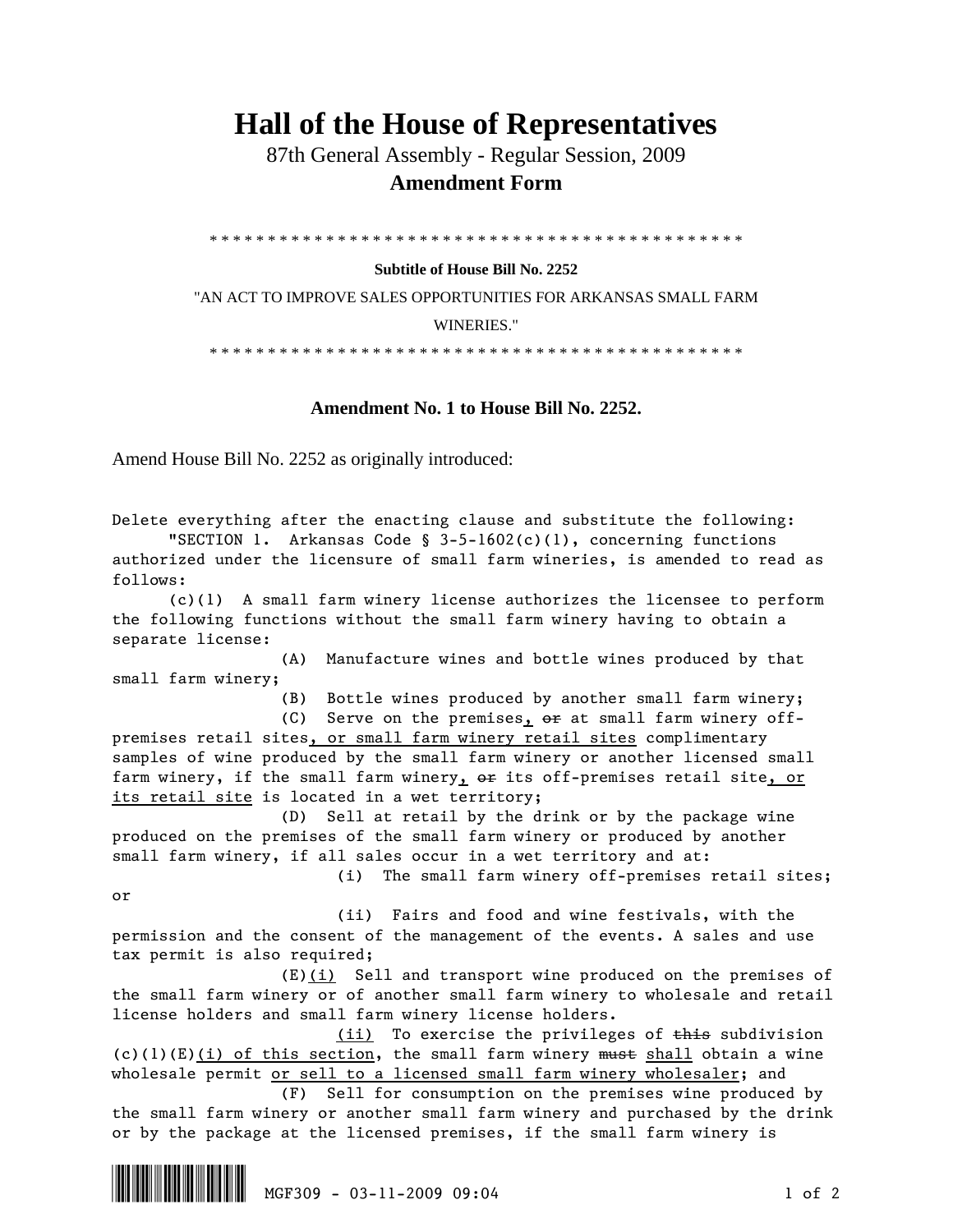# Hall of the House of Representatives

87th General Assembly - Regular Session, 2009

**Amendment Form**

\* \* \* \* \* \* \* \* \* \* \* \* \* \* \* \* \* \* \* \* \* \* \* \* \* \* \* \* \* \* \* \* \* \* \* \* \* \* \* \* \* \* \* \* \* \* \* \*

**Subtitle of House Bill No. 2252**

"AN ACT TO IMPROVE SALES OPPORTUNITIES FOR ARKANSAS SMALL FARM WINERIES."

\* \* \* \* \* \* \* \* \* \* \* \* \* \* \* \* \* \* \* \* \* \* \* \* \* \* \* \* \* \* \* \* \* \* \* \* \* \* \* \* \* \* \* \* \* \* \* \*

## Amendment No. 1 to House Bill No. 2252.

Amend House Bill No. 2252 as originally introduced:

Delete everything after the enacting clause and substitute the following:

"SECTION 1. Arkansas Code § 3-5-1602(c)(1), concerning functions authorized under the licensure of small farm wineries, is amended to read as follows:

(c)(1) A small farm winery license authorizes the licensee to perform the following functions without the small farm winery having to obtain a separate license:

(A) Manufacture wines and bottle wines produced by that small farm winery;

(B) Bottle wines produced by another small farm winery;

(C) Serve on the premises<u>,</u> ~~or~~ at small farm winery off-premises retail sites<u>, or small farm winery retail sites</u> complimentary samples of wine produced by the small farm winery or another licensed small farm winery, if the small farm winery<u>,</u> ~~or~~ its off-premises retail site<u>, or its retail site</u> is located in a wet territory;

(D) Sell at retail by the drink or by the package wine produced on the premises of the small farm winery or produced by another small farm winery, if all sales occur in a wet territory and at:

(i) The small farm winery off-premises retail sites; or

(ii) Fairs and food and wine festivals, with the permission and the consent of the management of the events. A sales and use tax permit is also required;

(E)<u>(i)</u> Sell and transport wine produced on the premises of the small farm winery or of another small farm winery to wholesale and retail license holders and small farm winery license holders.

<u>(ii)</u> To exercise the privileges of ~~this~~ subdivision (c)(1)(E)<u>(i) of this section</u>, the small farm winery ~~must~~ <u>shall</u> obtain a wine wholesale permit <u>or sell to a licensed small farm winery wholesaler</u>; and

(F) Sell for consumption on the premises wine produced by the small farm winery or another small farm winery and purchased by the drink or by the package at the licensed premises, if the small farm winery is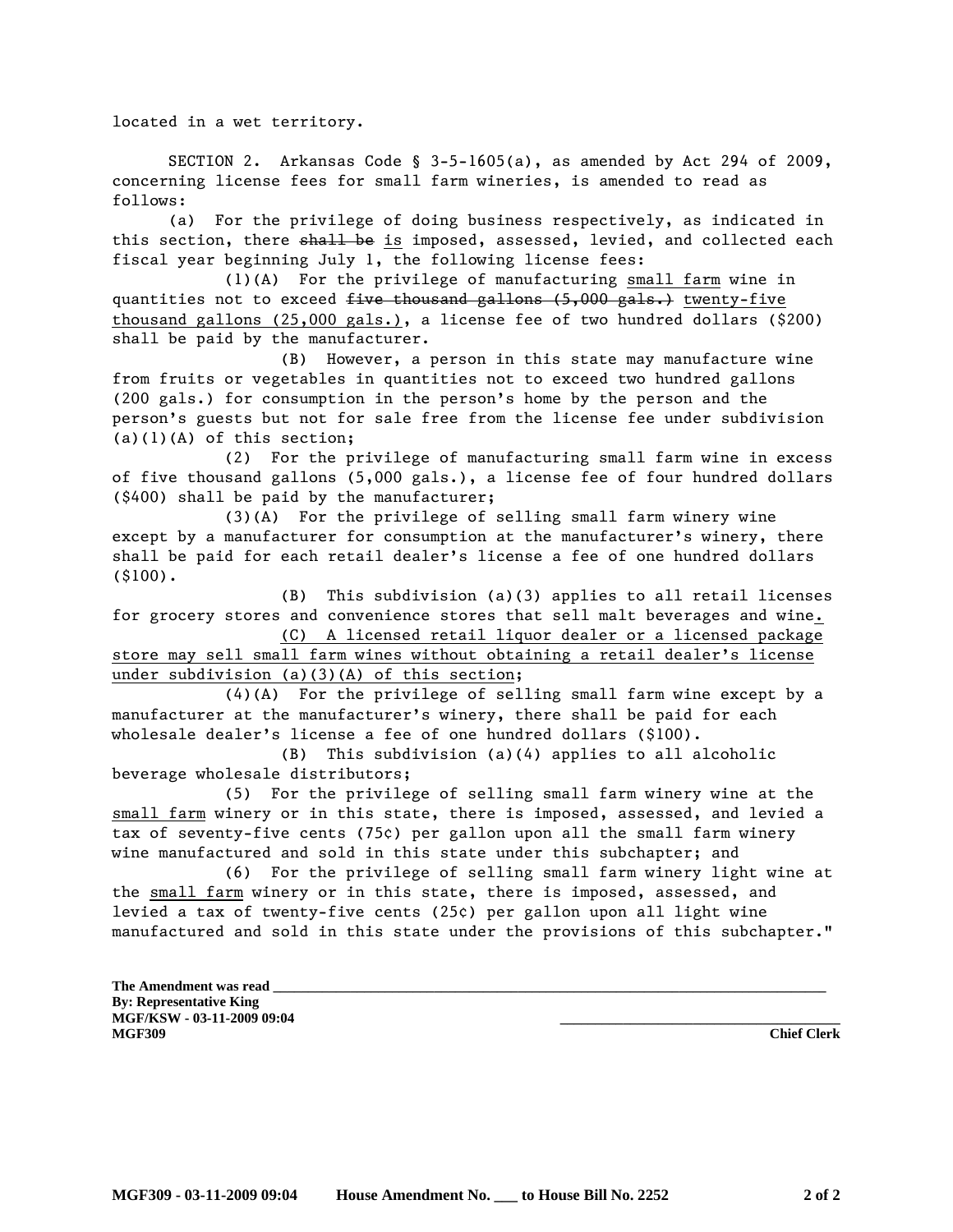located in a wet territory.

SECTION 2. Arkansas Code § 3-5-1605(a), as amended by Act 294 of 2009, concerning license fees for small farm wineries, is amended to read as follows:

(a) For the privilege of doing business respectively, as indicated in this section, there ~~shall be~~ is imposed, assessed, levied, and collected each fiscal year beginning July 1, the following license fees:

(1)(A) For the privilege of manufacturing small farm wine in quantities not to exceed ~~five thousand gallons (5,000 gals.)~~ twenty-five thousand gallons (25,000 gals.), a license fee of two hundred dollars ($200) shall be paid by the manufacturer.

(B) However, a person in this state may manufacture wine from fruits or vegetables in quantities not to exceed two hundred gallons (200 gals.) for consumption in the person's home by the person and the person's guests but not for sale free from the license fee under subdivision (a)(1)(A) of this section;

(2) For the privilege of manufacturing small farm wine in excess of five thousand gallons (5,000 gals.), a license fee of four hundred dollars ($400) shall be paid by the manufacturer;

(3)(A) For the privilege of selling small farm winery wine except by a manufacturer for consumption at the manufacturer's winery, there shall be paid for each retail dealer's license a fee of one hundred dollars ($100).

(B) This subdivision (a)(3) applies to all retail licenses for grocery stores and convenience stores that sell malt beverages and wine.

(C) A licensed retail liquor dealer or a licensed package store may sell small farm wines without obtaining a retail dealer's license under subdivision (a)(3)(A) of this section;

(4)(A) For the privilege of selling small farm wine except by a manufacturer at the manufacturer's winery, there shall be paid for each wholesale dealer's license a fee of one hundred dollars ($100).

(B) This subdivision (a)(4) applies to all alcoholic beverage wholesale distributors;

(5) For the privilege of selling small farm winery wine at the small farm winery or in this state, there is imposed, assessed, and levied a tax of seventy-five cents (75¢) per gallon upon all the small farm winery wine manufactured and sold in this state under this subchapter; and

(6) For the privilege of selling small farm winery light wine at the small farm winery or in this state, there is imposed, assessed, and levied a tax of twenty-five cents (25¢) per gallon upon all light wine manufactured and sold in this state under the provisions of this subchapter."

**The Amendment was read** ______________________________
**By: Representative King**
**MGF/KSW - 03-11-2009 09:04**
**MGF309**

______________________________
**Chief Clerk**